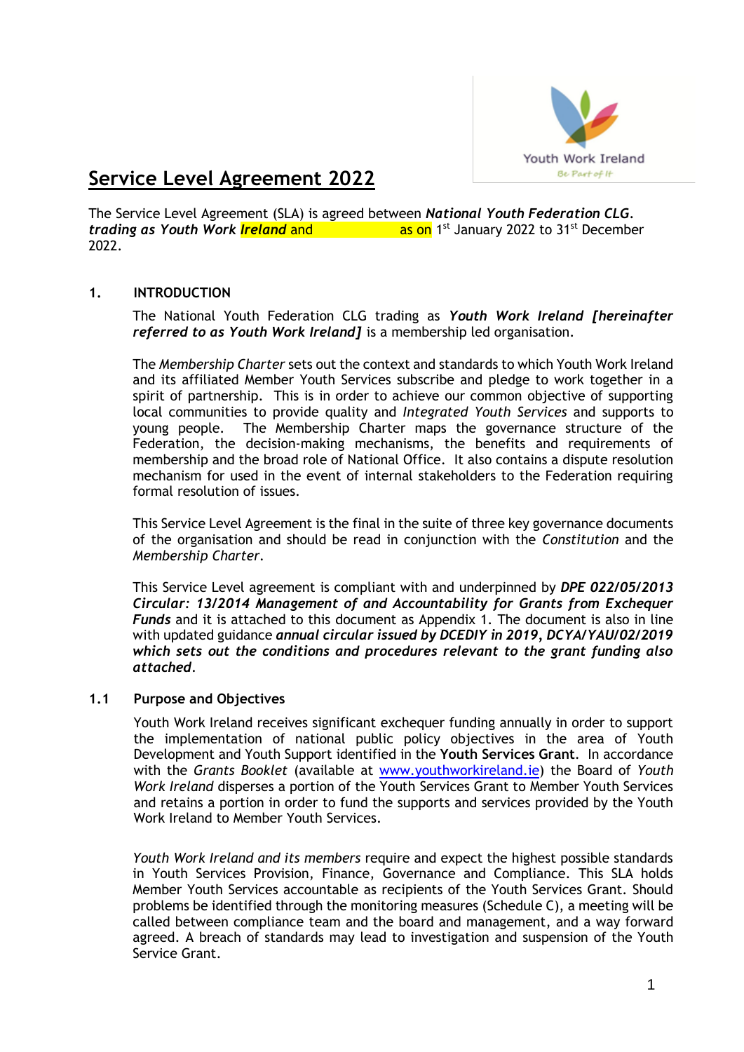Youth Work Ireland

Be Part of It

# Service Level Agreement 2022

The Service Level Agreement (SLA) is agreed between ***National Youth Federation CLG. trading as Youth Work Ireland*** and                    as on 1st January 2022 to 31st December 2022.

## 1. INTRODUCTION

The National Youth Federation CLG trading as ***Youth Work Ireland [hereinafter referred to as Youth Work Ireland]*** is a membership led organisation.

The *Membership Charter* sets out the context and standards to which Youth Work Ireland and its affiliated Member Youth Services subscribe and pledge to work together in a spirit of partnership. This is in order to achieve our common objective of supporting local communities to provide quality and *Integrated Youth Services* and supports to young people. The Membership Charter maps the governance structure of the Federation, the decision-making mechanisms, the benefits and requirements of membership and the broad role of National Office. It also contains a dispute resolution mechanism for used in the event of internal stakeholders to the Federation requiring formal resolution of issues.

This Service Level Agreement is the final in the suite of three key governance documents of the organisation and should be read in conjunction with the *Constitution* and the *Membership Charter*.

This Service Level agreement is compliant with and underpinned by ***DPE 022/05/2013 Circular: 13/2014 Management of and Accountability for Grants from Exchequer Funds*** and it is attached to this document as Appendix 1. The document is also in line with updated guidance ***annual circular issued by DCEDIY in 2019, DCYA/YAU/02/2019 which sets out the conditions and procedures relevant to the grant funding also attached***.

### 1.1 Purpose and Objectives

Youth Work Ireland receives significant exchequer funding annually in order to support the implementation of national public policy objectives in the area of Youth Development and Youth Support identified in the **Youth Services Grant**. In accordance with the *Grants Booklet* (available at www.youthworkireland.ie) the Board of *Youth Work Ireland* disperses a portion of the Youth Services Grant to Member Youth Services and retains a portion in order to fund the supports and services provided by the Youth Work Ireland to Member Youth Services.

*Youth Work Ireland and its members* require and expect the highest possible standards in Youth Services Provision, Finance, Governance and Compliance. This SLA holds Member Youth Services accountable as recipients of the Youth Services Grant. Should problems be identified through the monitoring measures (Schedule C), a meeting will be called between compliance team and the board and management, and a way forward agreed. A breach of standards may lead to investigation and suspension of the Youth Service Grant.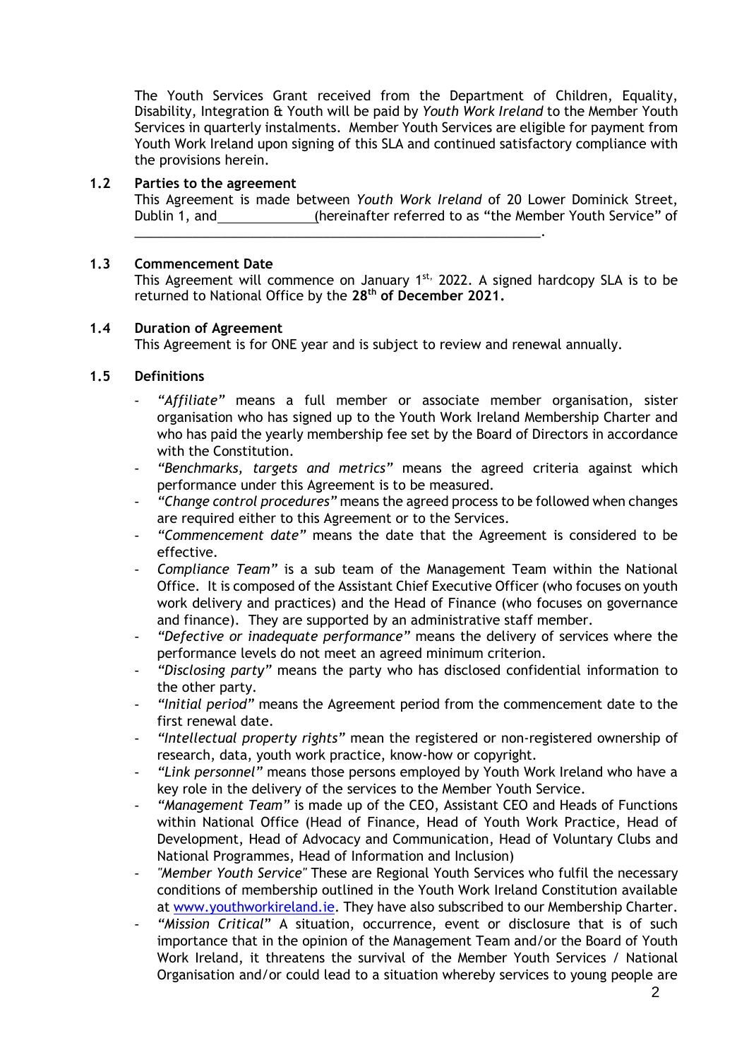The Youth Services Grant received from the Department of Children, Equality, Disability, Integration & Youth will be paid by *Youth Work Ireland* to the Member Youth Services in quarterly instalments. Member Youth Services are eligible for payment from Youth Work Ireland upon signing of this SLA and continued satisfactory compliance with the provisions herein.

### 1.2 Parties to the agreement

This Agreement is made between *Youth Work Ireland* of 20 Lower Dominick Street, Dublin 1, and______________(hereinafter referred to as "the Member Youth Service" of ___________________________________________________________.

### 1.3 Commencement Date

This Agreement will commence on January 1st, 2022. A signed hardcopy SLA is to be returned to National Office by the **28th of December 2021.**

### 1.4 Duration of Agreement

This Agreement is for ONE year and is subject to review and renewal annually.

### 1.5 Definitions

- *"Affiliate"* means a full member or associate member organisation, sister organisation who has signed up to the Youth Work Ireland Membership Charter and who has paid the yearly membership fee set by the Board of Directors in accordance with the Constitution.
- *"Benchmarks, targets and metrics"* means the agreed criteria against which performance under this Agreement is to be measured.
- *"Change control procedures"* means the agreed process to be followed when changes are required either to this Agreement or to the Services.
- *"Commencement date"* means the date that the Agreement is considered to be effective.
- *Compliance Team"* is a sub team of the Management Team within the National Office. It is composed of the Assistant Chief Executive Officer (who focuses on youth work delivery and practices) and the Head of Finance (who focuses on governance and finance). They are supported by an administrative staff member.
- *"Defective or inadequate performance"* means the delivery of services where the performance levels do not meet an agreed minimum criterion.
- *"Disclosing party"* means the party who has disclosed confidential information to the other party.
- *"Initial period"* means the Agreement period from the commencement date to the first renewal date.
- *"Intellectual property rights"* mean the registered or non-registered ownership of research, data, youth work practice, know-how or copyright.
- *"Link personnel"* means those persons employed by Youth Work Ireland who have a key role in the delivery of the services to the Member Youth Service.
- *"Management Team"* is made up of the CEO, Assistant CEO and Heads of Functions within National Office (Head of Finance, Head of Youth Work Practice, Head of Development, Head of Advocacy and Communication, Head of Voluntary Clubs and National Programmes, Head of Information and Inclusion)
- *"Member Youth Service"* These are Regional Youth Services who fulfil the necessary conditions of membership outlined in the Youth Work Ireland Constitution available at www.youthworkireland.ie. They have also subscribed to our Membership Charter.
- *"Mission Critical"* A situation, occurrence, event or disclosure that is of such importance that in the opinion of the Management Team and/or the Board of Youth Work Ireland, it threatens the survival of the Member Youth Services / National Organisation and/or could lead to a situation whereby services to young people are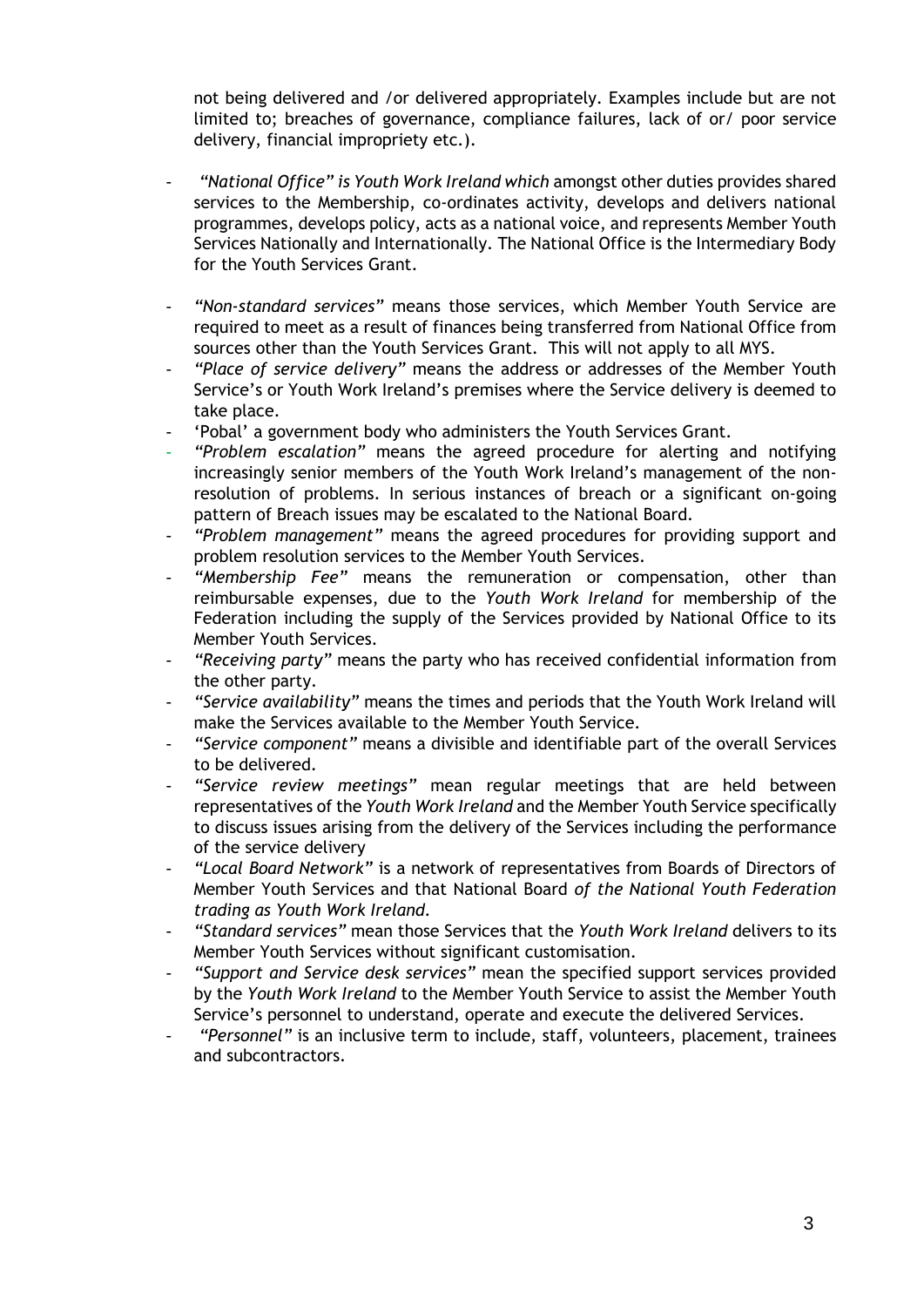not being delivered and /or delivered appropriately. Examples include but are not limited to; breaches of governance, compliance failures, lack of or/ poor service delivery, financial impropriety etc.).

- *"National Office" is Youth Work Ireland which* amongst other duties provides shared services to the Membership, co-ordinates activity, develops and delivers national programmes, develops policy, acts as a national voice, and represents Member Youth Services Nationally and Internationally. The National Office is the Intermediary Body for the Youth Services Grant.
- *"Non-standard services"* means those services, which Member Youth Service are required to meet as a result of finances being transferred from National Office from sources other than the Youth Services Grant. This will not apply to all MYS.
- *"Place of service delivery"* means the address or addresses of the Member Youth Service's or Youth Work Ireland's premises where the Service delivery is deemed to take place.
- 'Pobal' a government body who administers the Youth Services Grant.
- *"Problem escalation"* means the agreed procedure for alerting and notifying increasingly senior members of the Youth Work Ireland's management of the non-resolution of problems. In serious instances of breach or a significant on-going pattern of Breach issues may be escalated to the National Board.
- *"Problem management"* means the agreed procedures for providing support and problem resolution services to the Member Youth Services.
- *"Membership Fee"* means the remuneration or compensation, other than reimbursable expenses, due to the *Youth Work Ireland* for membership of the Federation including the supply of the Services provided by National Office to its Member Youth Services.
- *"Receiving party"* means the party who has received confidential information from the other party.
- *"Service availability"* means the times and periods that the Youth Work Ireland will make the Services available to the Member Youth Service.
- *"Service component"* means a divisible and identifiable part of the overall Services to be delivered.
- *"Service review meetings"* mean regular meetings that are held between representatives of the *Youth Work Ireland* and the Member Youth Service specifically to discuss issues arising from the delivery of the Services including the performance of the service delivery
- *"Local Board Network"* is a network of representatives from Boards of Directors of Member Youth Services and that National Board *of the National Youth Federation trading as Youth Work Ireland.*
- *"Standard services"* mean those Services that the *Youth Work Ireland* delivers to its Member Youth Services without significant customisation.
- *"Support and Service desk services"* mean the specified support services provided by the *Youth Work Ireland* to the Member Youth Service to assist the Member Youth Service's personnel to understand, operate and execute the delivered Services.
- *"Personnel"* is an inclusive term to include, staff, volunteers, placement, trainees and subcontractors.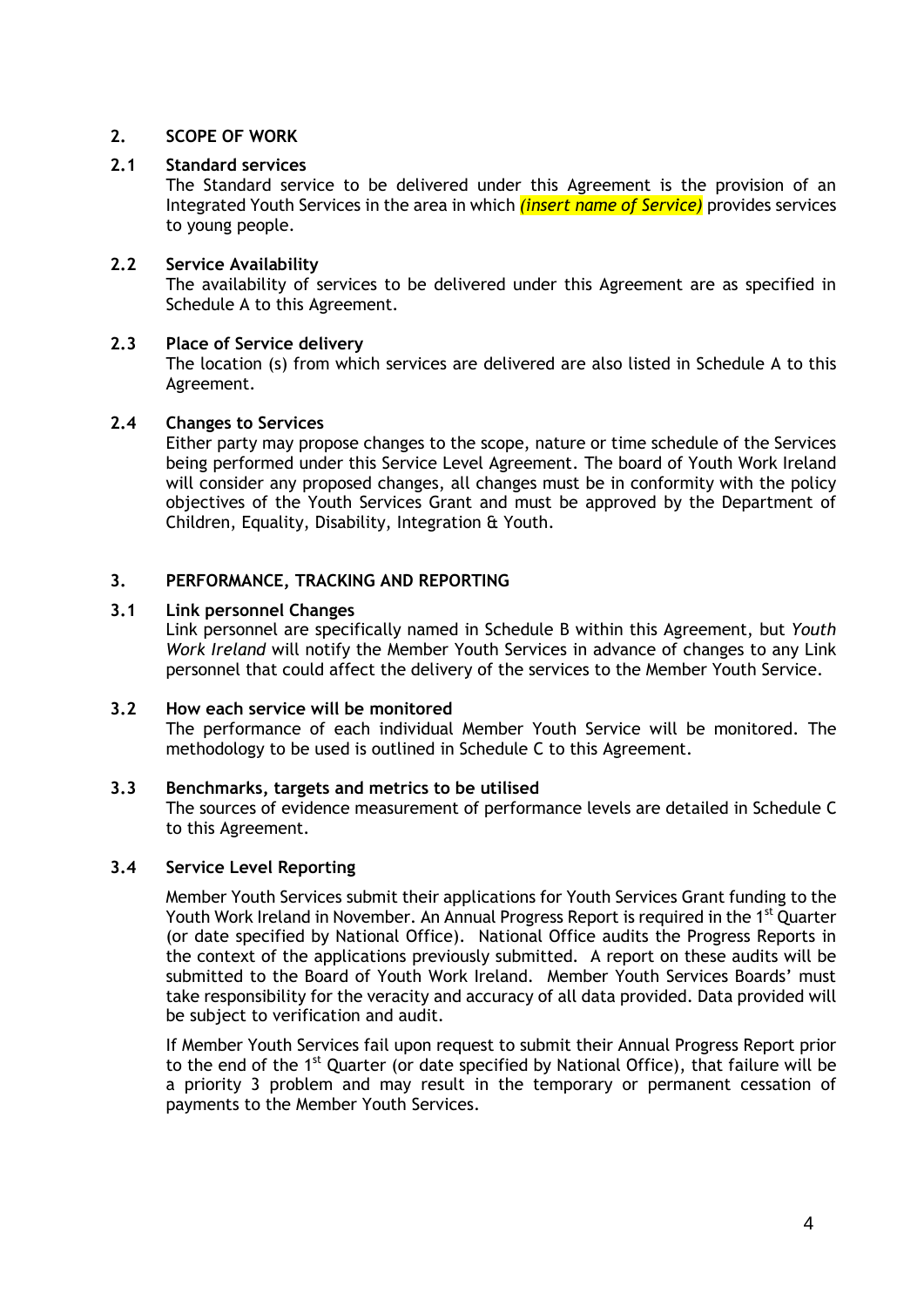## 2. SCOPE OF WORK

### 2.1 Standard services

The Standard service to be delivered under this Agreement is the provision of an Integrated Youth Services in the area in which *(insert name of Service)* provides services to young people.

### 2.2 Service Availability

The availability of services to be delivered under this Agreement are as specified in Schedule A to this Agreement.

### 2.3 Place of Service delivery

The location (s) from which services are delivered are also listed in Schedule A to this Agreement.

### 2.4 Changes to Services

Either party may propose changes to the scope, nature or time schedule of the Services being performed under this Service Level Agreement. The board of Youth Work Ireland will consider any proposed changes, all changes must be in conformity with the policy objectives of the Youth Services Grant and must be approved by the Department of Children, Equality, Disability, Integration & Youth.

## 3. PERFORMANCE, TRACKING AND REPORTING

### 3.1 Link personnel Changes

Link personnel are specifically named in Schedule B within this Agreement, but *Youth Work Ireland* will notify the Member Youth Services in advance of changes to any Link personnel that could affect the delivery of the services to the Member Youth Service.

### 3.2 How each service will be monitored

The performance of each individual Member Youth Service will be monitored. The methodology to be used is outlined in Schedule C to this Agreement.

### 3.3 Benchmarks, targets and metrics to be utilised

The sources of evidence measurement of performance levels are detailed in Schedule C to this Agreement.

### 3.4 Service Level Reporting

Member Youth Services submit their applications for Youth Services Grant funding to the Youth Work Ireland in November. An Annual Progress Report is required in the 1st Quarter (or date specified by National Office). National Office audits the Progress Reports in the context of the applications previously submitted. A report on these audits will be submitted to the Board of Youth Work Ireland. Member Youth Services Boards' must take responsibility for the veracity and accuracy of all data provided. Data provided will be subject to verification and audit.

If Member Youth Services fail upon request to submit their Annual Progress Report prior to the end of the 1st Quarter (or date specified by National Office), that failure will be a priority 3 problem and may result in the temporary or permanent cessation of payments to the Member Youth Services.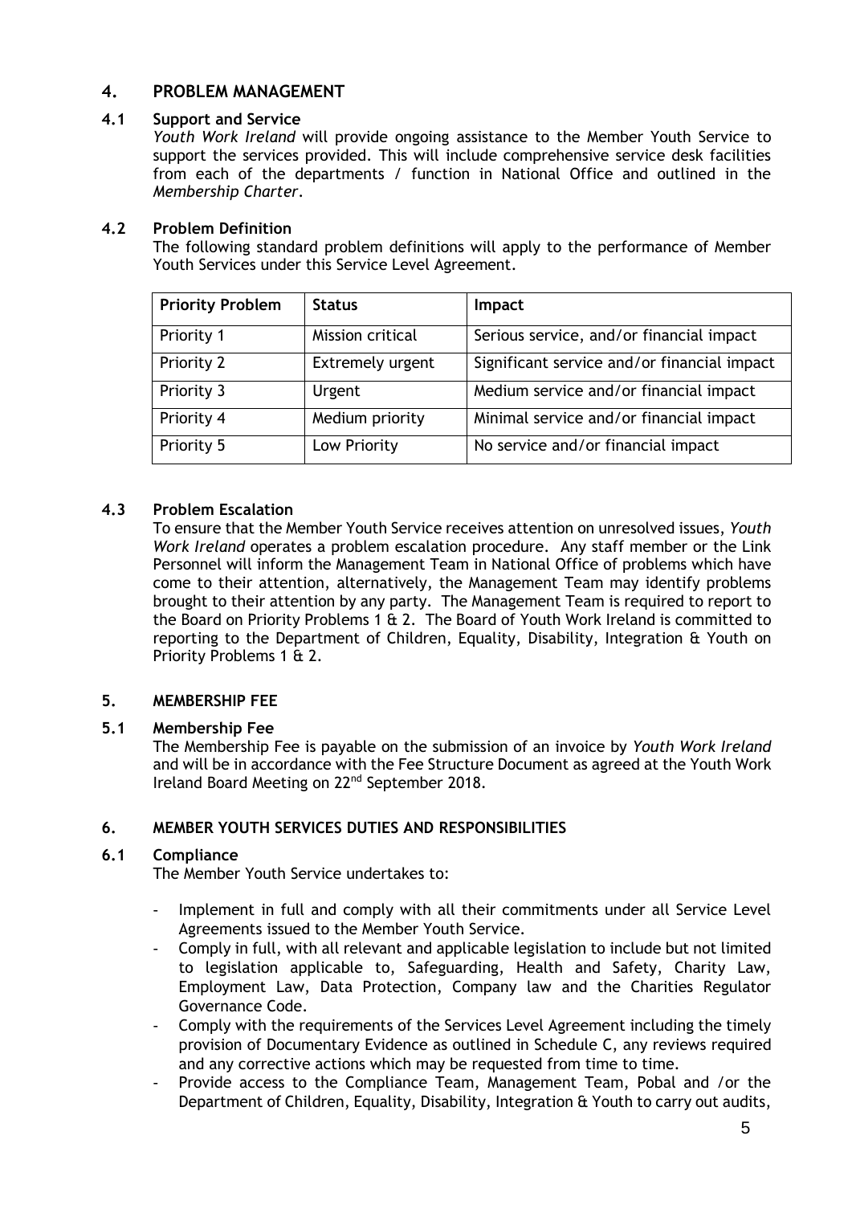## 4. PROBLEM MANAGEMENT

### 4.1 Support and Service

*Youth Work Ireland* will provide ongoing assistance to the Member Youth Service to support the services provided. This will include comprehensive service desk facilities from each of the departments / function in National Office and outlined in the *Membership Charter*.

### 4.2 Problem Definition

The following standard problem definitions will apply to the performance of Member Youth Services under this Service Level Agreement.

| Priority Problem | Status | Impact |
|---|---|---|
| Priority 1 | Mission critical | Serious service, and/or financial impact |
| Priority 2 | Extremely urgent | Significant service and/or financial impact |
| Priority 3 | Urgent | Medium service and/or financial impact |
| Priority 4 | Medium priority | Minimal service and/or financial impact |
| Priority 5 | Low Priority | No service and/or financial impact |

### 4.3 Problem Escalation

To ensure that the Member Youth Service receives attention on unresolved issues, *Youth Work Ireland* operates a problem escalation procedure. Any staff member or the Link Personnel will inform the Management Team in National Office of problems which have come to their attention, alternatively, the Management Team may identify problems brought to their attention by any party. The Management Team is required to report to the Board on Priority Problems 1 & 2. The Board of Youth Work Ireland is committed to reporting to the Department of Children, Equality, Disability, Integration & Youth on Priority Problems 1 & 2.

## 5. MEMBERSHIP FEE

### 5.1 Membership Fee

The Membership Fee is payable on the submission of an invoice by *Youth Work Ireland* and will be in accordance with the Fee Structure Document as agreed at the Youth Work Ireland Board Meeting on 22nd September 2018.

## 6. MEMBER YOUTH SERVICES DUTIES AND RESPONSIBILITIES

### 6.1 Compliance

The Member Youth Service undertakes to:

- Implement in full and comply with all their commitments under all Service Level Agreements issued to the Member Youth Service.
- Comply in full, with all relevant and applicable legislation to include but not limited to legislation applicable to, Safeguarding, Health and Safety, Charity Law, Employment Law, Data Protection, Company law and the Charities Regulator Governance Code.
- Comply with the requirements of the Services Level Agreement including the timely provision of Documentary Evidence as outlined in Schedule C, any reviews required and any corrective actions which may be requested from time to time.
- Provide access to the Compliance Team, Management Team, Pobal and /or the Department of Children, Equality, Disability, Integration & Youth to carry out audits,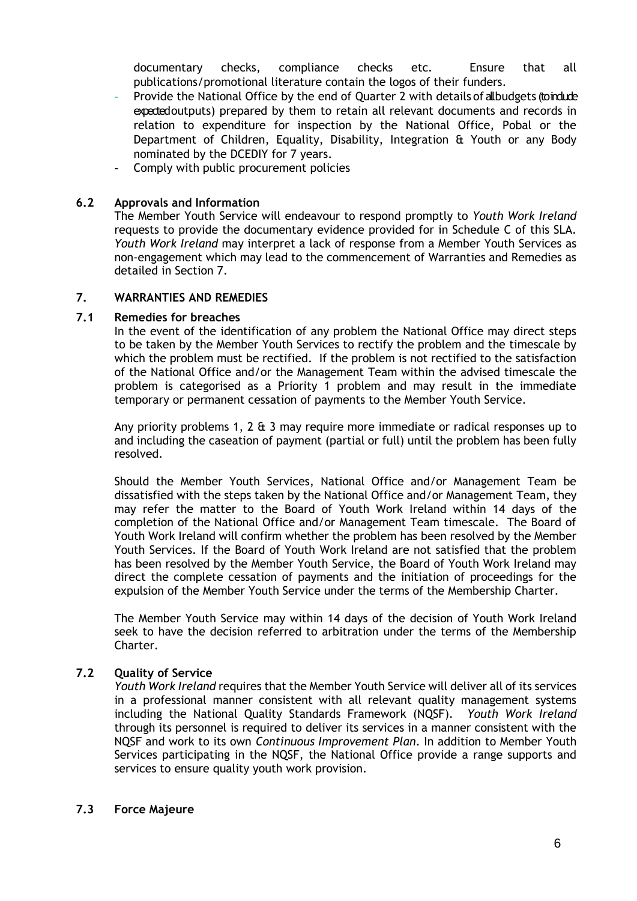documentary checks, compliance checks etc. Ensure that all publications/promotional literature contain the logos of their funders.

- Provide the National Office by the end of Quarter 2 with details of all budgets (to include expected outputs) prepared by them to retain all relevant documents and records in relation to expenditure for inspection by the National Office, Pobal or the Department of Children, Equality, Disability, Integration & Youth or any Body nominated by the DCEDIY for 7 years.
- Comply with public procurement policies

**6.2 Approvals and Information**

The Member Youth Service will endeavour to respond promptly to *Youth Work Ireland* requests to provide the documentary evidence provided for in Schedule C of this SLA. *Youth Work Ireland* may interpret a lack of response from a Member Youth Services as non-engagement which may lead to the commencement of Warranties and Remedies as detailed in Section 7.

## 7. WARRANTIES AND REMEDIES

**7.1 Remedies for breaches**

In the event of the identification of any problem the National Office may direct steps to be taken by the Member Youth Services to rectify the problem and the timescale by which the problem must be rectified. If the problem is not rectified to the satisfaction of the National Office and/or the Management Team within the advised timescale the problem is categorised as a Priority 1 problem and may result in the immediate temporary or permanent cessation of payments to the Member Youth Service.

Any priority problems 1, 2 & 3 may require more immediate or radical responses up to and including the caseation of payment (partial or full) until the problem has been fully resolved.

Should the Member Youth Services, National Office and/or Management Team be dissatisfied with the steps taken by the National Office and/or Management Team, they may refer the matter to the Board of Youth Work Ireland within 14 days of the completion of the National Office and/or Management Team timescale. The Board of Youth Work Ireland will confirm whether the problem has been resolved by the Member Youth Services. If the Board of Youth Work Ireland are not satisfied that the problem has been resolved by the Member Youth Service, the Board of Youth Work Ireland may direct the complete cessation of payments and the initiation of proceedings for the expulsion of the Member Youth Service under the terms of the Membership Charter.

The Member Youth Service may within 14 days of the decision of Youth Work Ireland seek to have the decision referred to arbitration under the terms of the Membership Charter.

**7.2 Quality of Service**

*Youth Work Ireland* requires that the Member Youth Service will deliver all of its services in a professional manner consistent with all relevant quality management systems including the National Quality Standards Framework (NQSF). *Youth Work Ireland* through its personnel is required to deliver its services in a manner consistent with the NQSF and work to its own *Continuous Improvement Plan*. In addition to Member Youth Services participating in the NQSF, the National Office provide a range supports and services to ensure quality youth work provision.

**7.3 Force Majeure**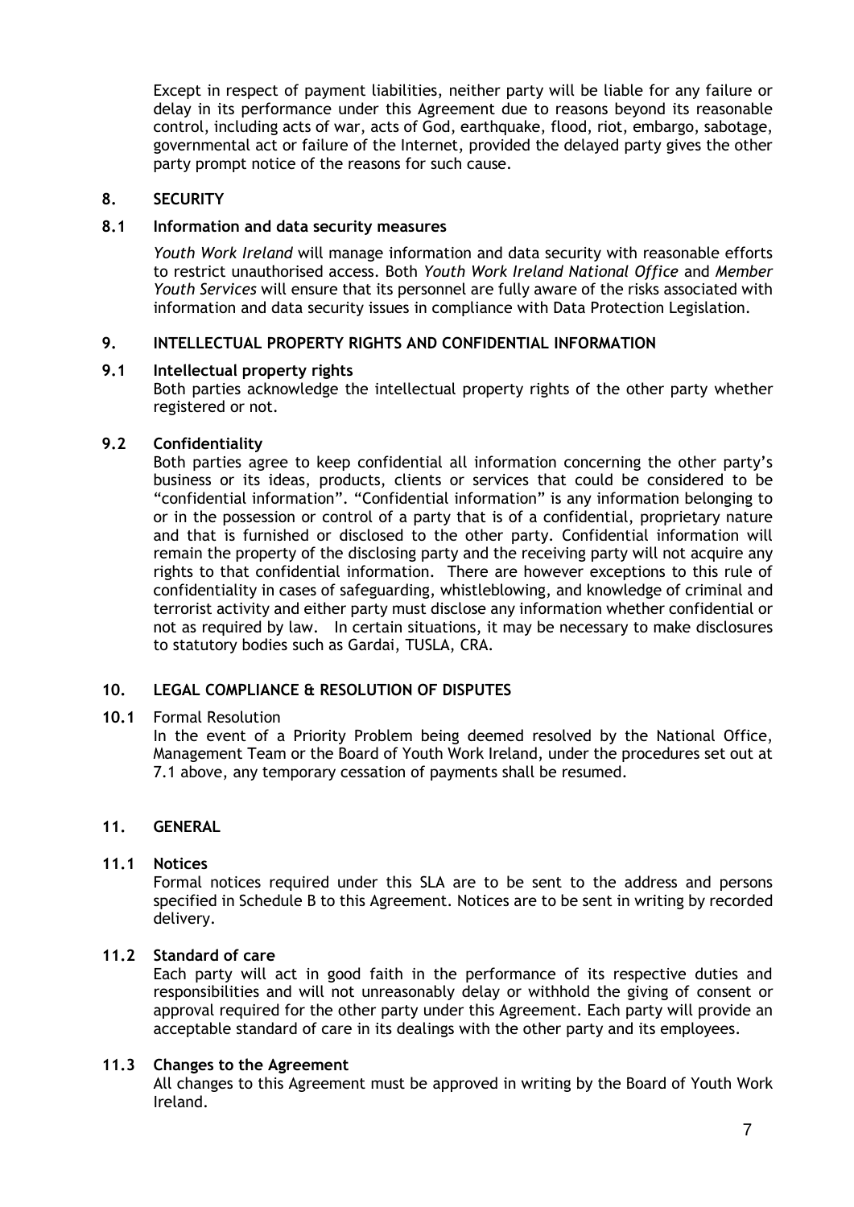Except in respect of payment liabilities, neither party will be liable for any failure or delay in its performance under this Agreement due to reasons beyond its reasonable control, including acts of war, acts of God, earthquake, flood, riot, embargo, sabotage, governmental act or failure of the Internet, provided the delayed party gives the other party prompt notice of the reasons for such cause.

## 8. SECURITY

### 8.1 Information and data security measures

*Youth Work Ireland* will manage information and data security with reasonable efforts to restrict unauthorised access. Both *Youth Work Ireland National Office* and *Member Youth Services* will ensure that its personnel are fully aware of the risks associated with information and data security issues in compliance with Data Protection Legislation.

## 9. INTELLECTUAL PROPERTY RIGHTS AND CONFIDENTIAL INFORMATION

### 9.1 Intellectual property rights

Both parties acknowledge the intellectual property rights of the other party whether registered or not.

### 9.2 Confidentiality

Both parties agree to keep confidential all information concerning the other party's business or its ideas, products, clients or services that could be considered to be "confidential information". "Confidential information" is any information belonging to or in the possession or control of a party that is of a confidential, proprietary nature and that is furnished or disclosed to the other party. Confidential information will remain the property of the disclosing party and the receiving party will not acquire any rights to that confidential information. There are however exceptions to this rule of confidentiality in cases of safeguarding, whistleblowing, and knowledge of criminal and terrorist activity and either party must disclose any information whether confidential or not as required by law. In certain situations, it may be necessary to make disclosures to statutory bodies such as Gardai, TUSLA, CRA.

## 10. LEGAL COMPLIANCE & RESOLUTION OF DISPUTES

### 10.1 Formal Resolution

In the event of a Priority Problem being deemed resolved by the National Office, Management Team or the Board of Youth Work Ireland, under the procedures set out at 7.1 above, any temporary cessation of payments shall be resumed.

## 11. GENERAL

### 11.1 Notices

Formal notices required under this SLA are to be sent to the address and persons specified in Schedule B to this Agreement. Notices are to be sent in writing by recorded delivery.

### 11.2 Standard of care

Each party will act in good faith in the performance of its respective duties and responsibilities and will not unreasonably delay or withhold the giving of consent or approval required for the other party under this Agreement. Each party will provide an acceptable standard of care in its dealings with the other party and its employees.

### 11.3 Changes to the Agreement

All changes to this Agreement must be approved in writing by the Board of Youth Work Ireland.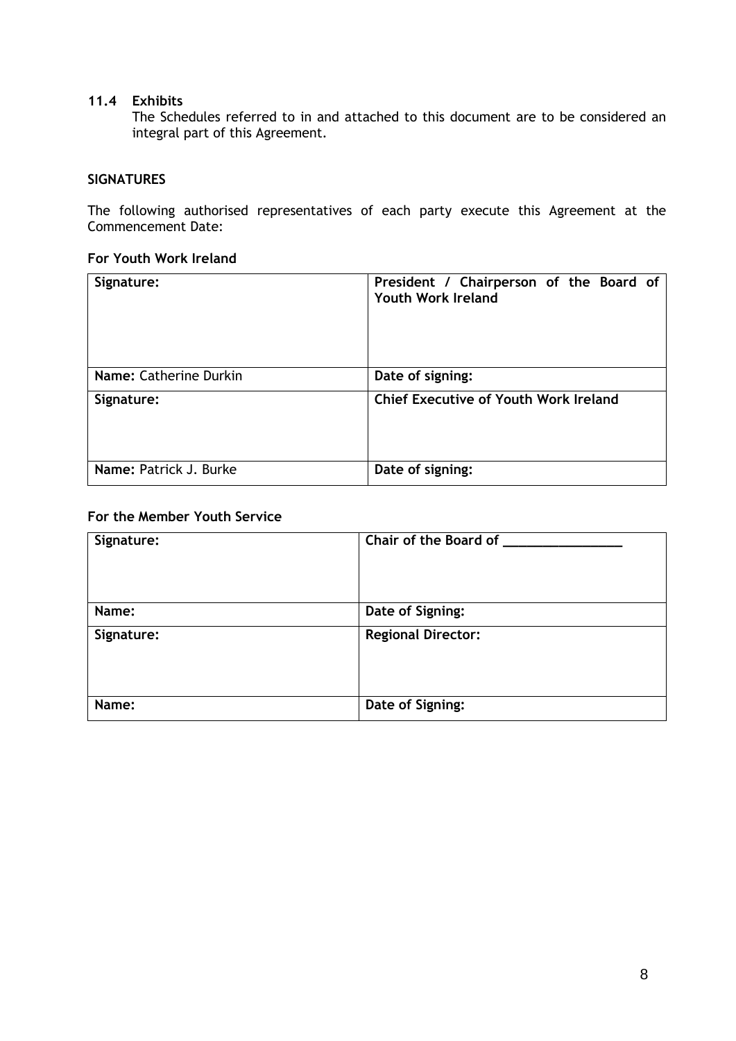### 11.4 Exhibits

The Schedules referred to in and attached to this document are to be considered an integral part of this Agreement.

**SIGNATURES**

The following authorised representatives of each party execute this Agreement at the Commencement Date:

**For Youth Work Ireland**

| Signature: | **President / Chairperson of the Board of Youth Work Ireland** |
|---|---|
| **Name:** Catherine Durkin | **Date of signing:** |
| **Signature:** | **Chief Executive of Youth Work Ireland** |
| **Name:** Patrick J. Burke | **Date of signing:** |

**For the Member Youth Service**

| Signature: | **Chair of the Board of \_\_\_\_\_\_\_\_\_\_\_\_\_\_\_\_** |
|---|---|
| **Name:** | **Date of Signing:** |
| **Signature:** | **Regional Director:** |
| **Name:** | **Date of Signing:** |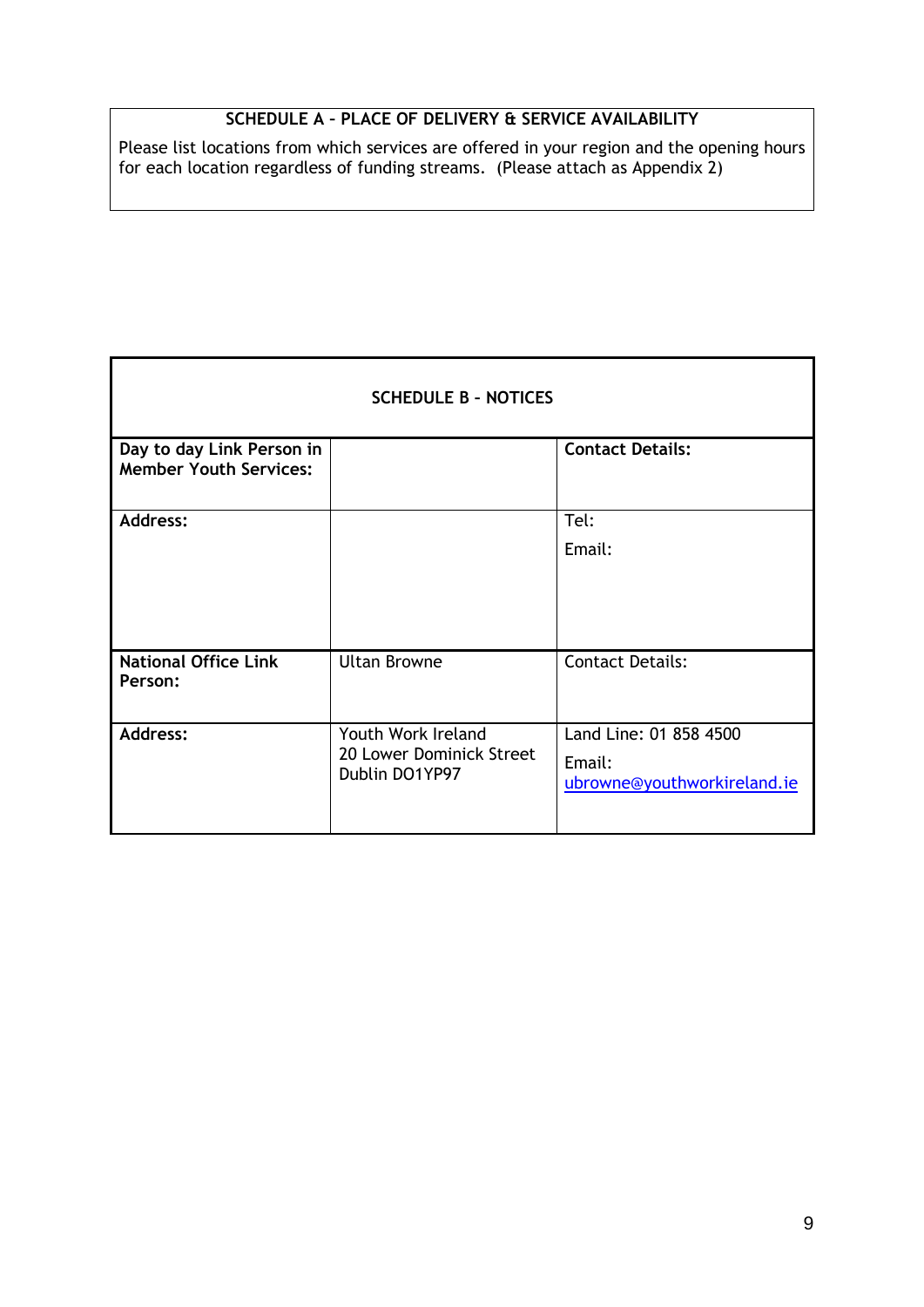**SCHEDULE A – PLACE OF DELIVERY & SERVICE AVAILABILITY**

Please list locations from which services are offered in your region and the opening hours for each location regardless of funding streams. (Please attach as Appendix 2)

| **SCHEDULE B – NOTICES** | | |
|---|---|---|
| **Day to day Link Person in Member Youth Services:** | | **Contact Details:** |
| **Address:** | | Tel:<br>Email: |
| **National Office Link Person:** | Ultan Browne | Contact Details: |
| **Address:** | Youth Work Ireland<br>20 Lower Dominick Street<br>Dublin DO1YP97 | Land Line: 01 858 4500<br>Email:<br>ubrowne@youthworkireland.ie |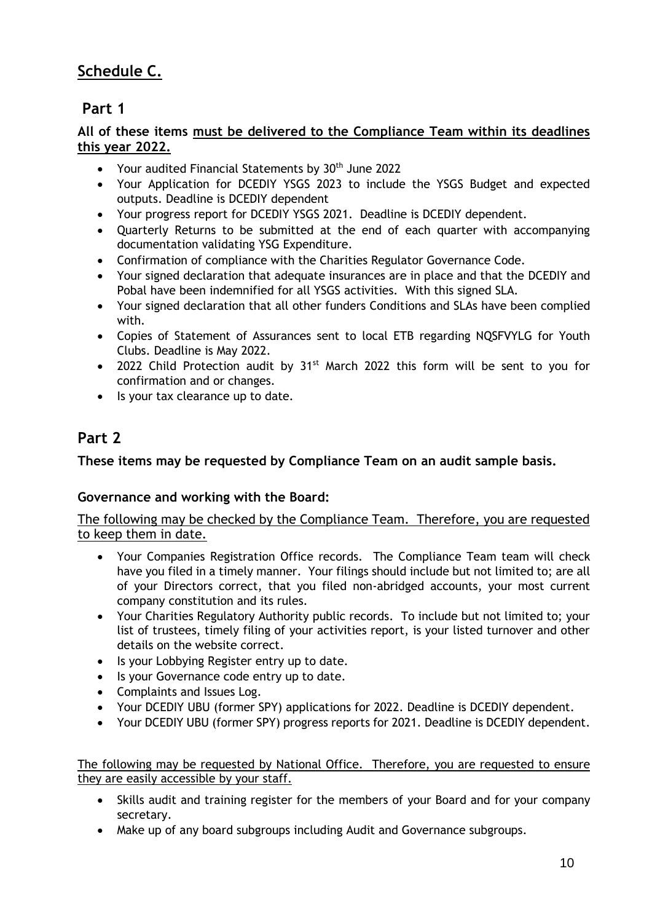## Schedule C.

### Part 1

**All of these items <u>must be delivered to the Compliance Team within its deadlines this year 2022.</u>**

- Your audited Financial Statements by 30th June 2022
- Your Application for DCEDIY YSGS 2023 to include the YSGS Budget and expected outputs. Deadline is DCEDIY dependent
- Your progress report for DCEDIY YSGS 2021. Deadline is DCEDIY dependent.
- Quarterly Returns to be submitted at the end of each quarter with accompanying documentation validating YSG Expenditure.
- Confirmation of compliance with the Charities Regulator Governance Code.
- Your signed declaration that adequate insurances are in place and that the DCEDIY and Pobal have been indemnified for all YSGS activities. With this signed SLA.
- Your signed declaration that all other funders Conditions and SLAs have been complied with.
- Copies of Statement of Assurances sent to local ETB regarding NQSFVYLG for Youth Clubs. Deadline is May 2022.
- 2022 Child Protection audit by 31st March 2022 this form will be sent to you for confirmation and or changes.
- Is your tax clearance up to date.

### Part 2

**These items may be requested by Compliance Team on an audit sample basis.**

**Governance and working with the Board:**

<u>The following may be checked by the Compliance Team. Therefore, you are requested to keep them in date.</u>

- Your Companies Registration Office records. The Compliance Team team will check have you filed in a timely manner. Your filings should include but not limited to; are all of your Directors correct, that you filed non-abridged accounts, your most current company constitution and its rules.
- Your Charities Regulatory Authority public records. To include but not limited to; your list of trustees, timely filing of your activities report, is your listed turnover and other details on the website correct.
- Is your Lobbying Register entry up to date.
- Is your Governance code entry up to date.
- Complaints and Issues Log.
- Your DCEDIY UBU (former SPY) applications for 2022. Deadline is DCEDIY dependent.
- Your DCEDIY UBU (former SPY) progress reports for 2021. Deadline is DCEDIY dependent.

<u>The following may be requested by National Office. Therefore, you are requested to ensure they are easily accessible by your staff.</u>

- Skills audit and training register for the members of your Board and for your company secretary.
- Make up of any board subgroups including Audit and Governance subgroups.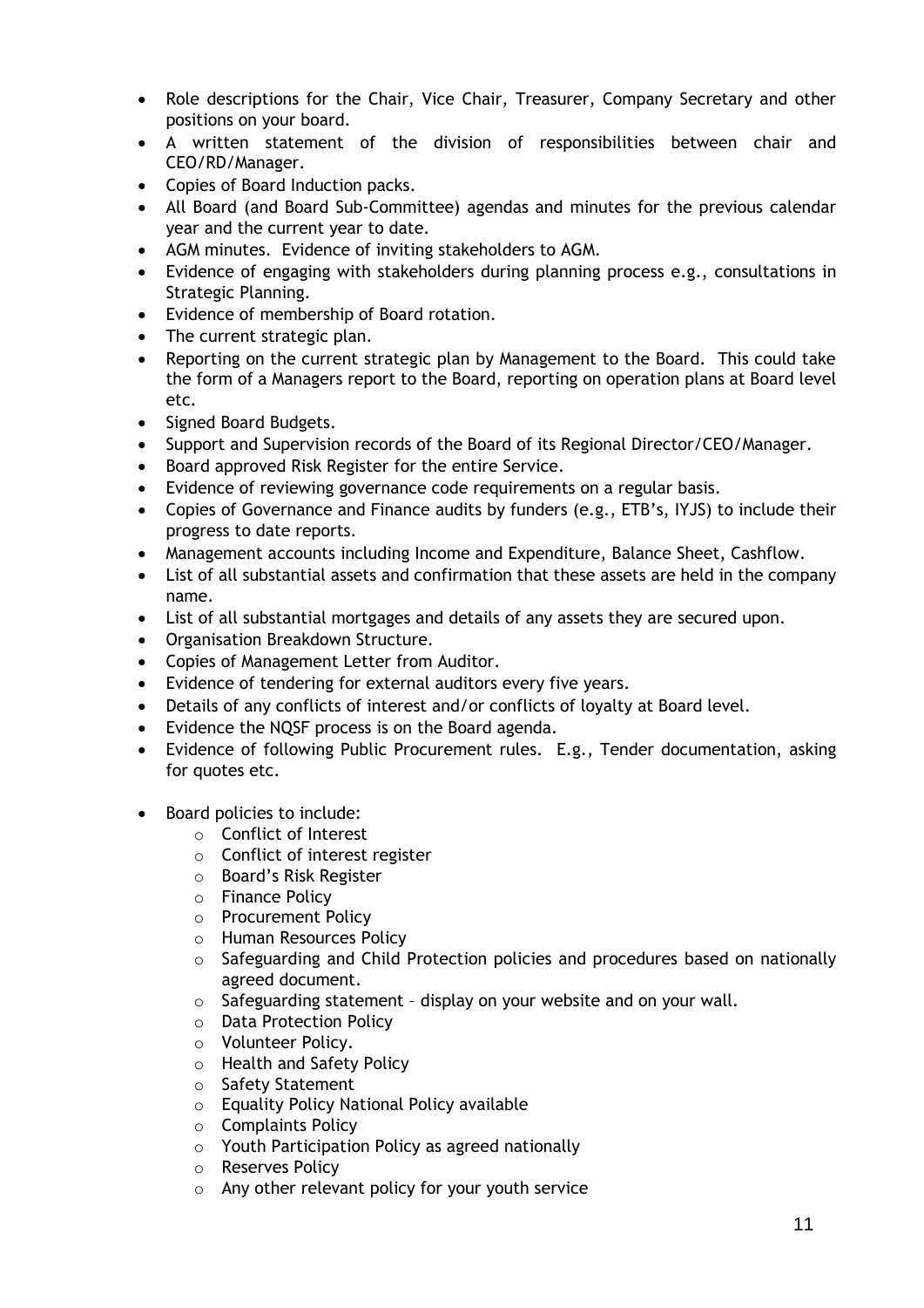- Role descriptions for the Chair, Vice Chair, Treasurer, Company Secretary and other positions on your board.
- A written statement of the division of responsibilities between chair and CEO/RD/Manager.
- Copies of Board Induction packs.
- All Board (and Board Sub-Committee) agendas and minutes for the previous calendar year and the current year to date.
- AGM minutes. Evidence of inviting stakeholders to AGM.
- Evidence of engaging with stakeholders during planning process e.g., consultations in Strategic Planning.
- Evidence of membership of Board rotation.
- The current strategic plan.
- Reporting on the current strategic plan by Management to the Board. This could take the form of a Managers report to the Board, reporting on operation plans at Board level etc.
- Signed Board Budgets.
- Support and Supervision records of the Board of its Regional Director/CEO/Manager.
- Board approved Risk Register for the entire Service.
- Evidence of reviewing governance code requirements on a regular basis.
- Copies of Governance and Finance audits by funders (e.g., ETB's, IYJS) to include their progress to date reports.
- Management accounts including Income and Expenditure, Balance Sheet, Cashflow.
- List of all substantial assets and confirmation that these assets are held in the company name.
- List of all substantial mortgages and details of any assets they are secured upon.
- Organisation Breakdown Structure.
- Copies of Management Letter from Auditor.
- Evidence of tendering for external auditors every five years.
- Details of any conflicts of interest and/or conflicts of loyalty at Board level.
- Evidence the NQSF process is on the Board agenda.
- Evidence of following Public Procurement rules. E.g., Tender documentation, asking for quotes etc.

- Board policies to include:
  - Conflict of Interest
  - Conflict of interest register
  - Board's Risk Register
  - Finance Policy
  - Procurement Policy
  - Human Resources Policy
  - Safeguarding and Child Protection policies and procedures based on nationally agreed document.
  - Safeguarding statement – display on your website and on your wall.
  - Data Protection Policy
  - Volunteer Policy.
  - Health and Safety Policy
  - Safety Statement
  - Equality Policy National Policy available
  - Complaints Policy
  - Youth Participation Policy as agreed nationally
  - Reserves Policy
  - Any other relevant policy for your youth service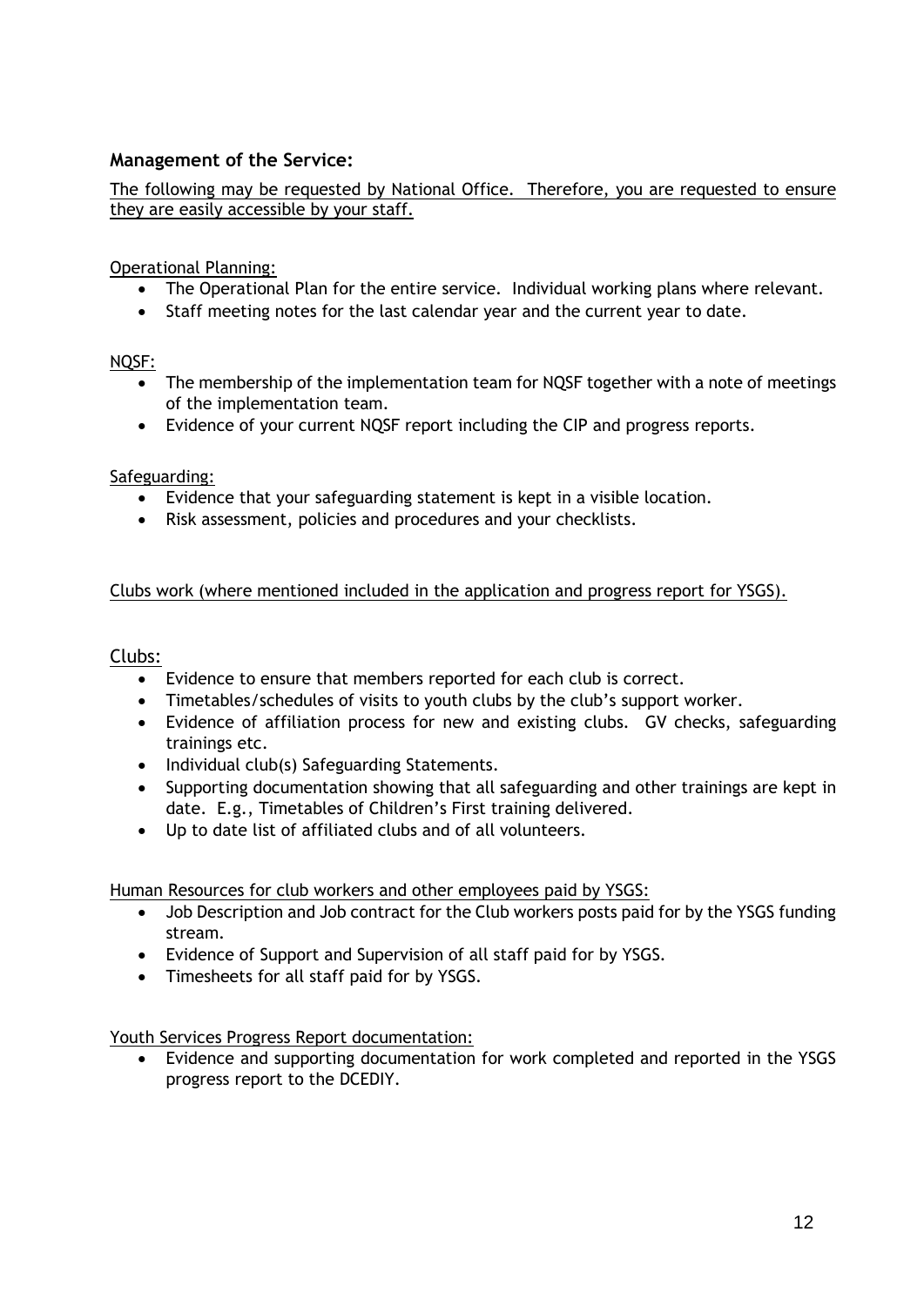## Management of the Service:

The following may be requested by National Office. Therefore, you are requested to ensure they are easily accessible by your staff.

Operational Planning:

- The Operational Plan for the entire service. Individual working plans where relevant.
- Staff meeting notes for the last calendar year and the current year to date.

NQSF:

- The membership of the implementation team for NQSF together with a note of meetings of the implementation team.
- Evidence of your current NQSF report including the CIP and progress reports.

Safeguarding:

- Evidence that your safeguarding statement is kept in a visible location.
- Risk assessment, policies and procedures and your checklists.

Clubs work (where mentioned included in the application and progress report for YSGS).

Clubs:

- Evidence to ensure that members reported for each club is correct.
- Timetables/schedules of visits to youth clubs by the club's support worker.
- Evidence of affiliation process for new and existing clubs. GV checks, safeguarding trainings etc.
- Individual club(s) Safeguarding Statements.
- Supporting documentation showing that all safeguarding and other trainings are kept in date. E.g., Timetables of Children's First training delivered.
- Up to date list of affiliated clubs and of all volunteers.

Human Resources for club workers and other employees paid by YSGS:

- Job Description and Job contract for the Club workers posts paid for by the YSGS funding stream.
- Evidence of Support and Supervision of all staff paid for by YSGS.
- Timesheets for all staff paid for by YSGS.

Youth Services Progress Report documentation:

- Evidence and supporting documentation for work completed and reported in the YSGS progress report to the DCEDIY.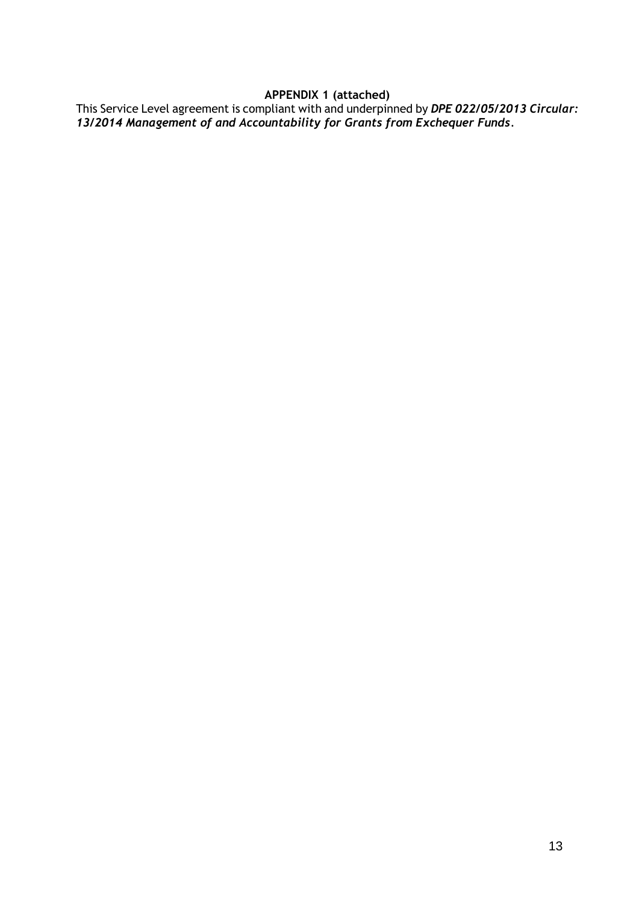**APPENDIX 1 (attached)**

This Service Level agreement is compliant with and underpinned by ***DPE 022/05/2013 Circular: 13/2014 Management of and Accountability for Grants from Exchequer Funds***.